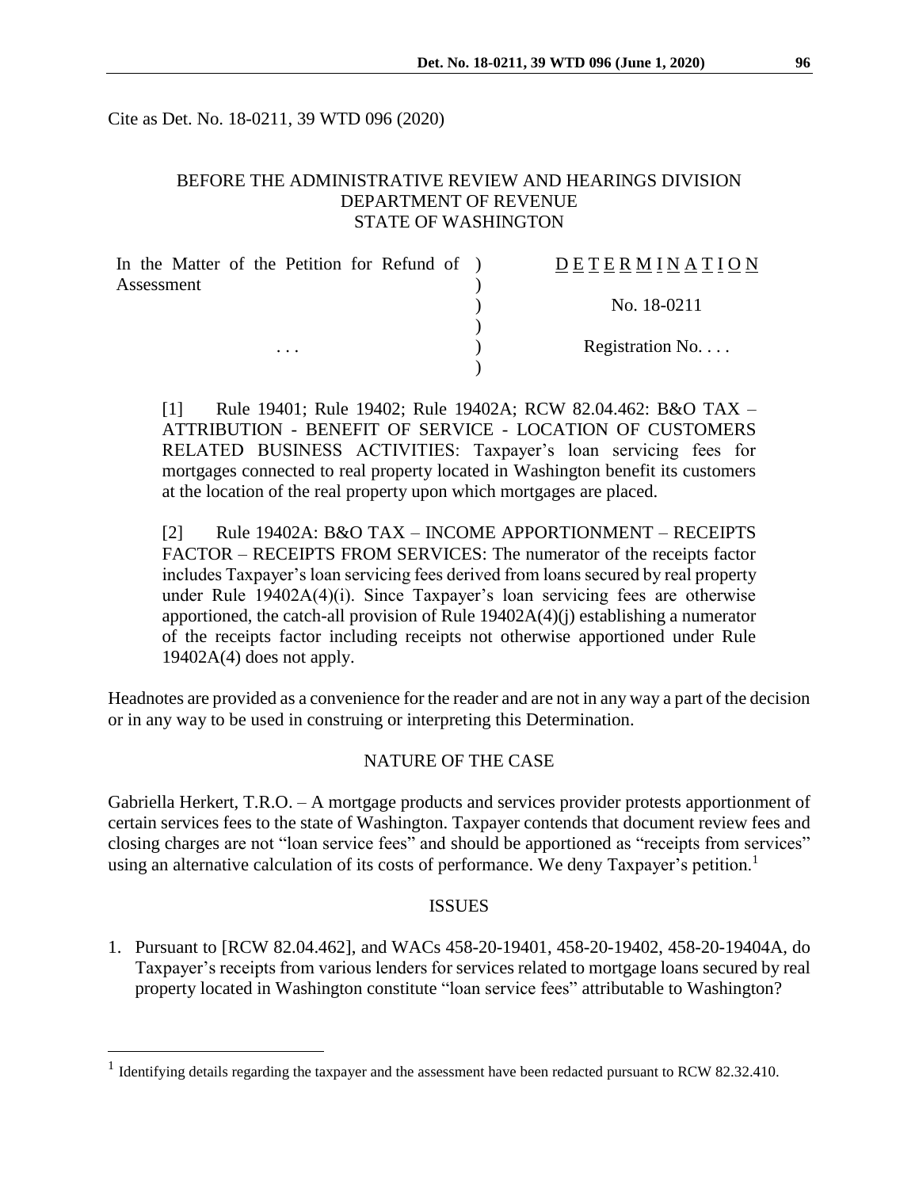Cite as Det. No. 18-0211, 39 WTD 096 (2020)

BEFORE THE ADMINISTRATIVE REVIEW AND HEARINGS DIVISION
DEPARTMENT OF REVENUE
STATE OF WASHINGTON

| | |
|---|---|
| In the Matter of the Petition for Refund of Assessment | D E T E R M I N A T I O N |
| | No. 18-0211 |
| . . . | Registration No. . . . |

[1] Rule 19401; Rule 19402; Rule 19402A; RCW 82.04.462: B&O TAX – ATTRIBUTION - BENEFIT OF SERVICE - LOCATION OF CUSTOMERS RELATED BUSINESS ACTIVITIES: Taxpayer's loan servicing fees for mortgages connected to real property located in Washington benefit its customers at the location of the real property upon which mortgages are placed.

[2] Rule 19402A: B&O TAX – INCOME APPORTIONMENT – RECEIPTS FACTOR – RECEIPTS FROM SERVICES: The numerator of the receipts factor includes Taxpayer's loan servicing fees derived from loans secured by real property under Rule 19402A(4)(i). Since Taxpayer's loan servicing fees are otherwise apportioned, the catch-all provision of Rule 19402A(4)(j) establishing a numerator of the receipts factor including receipts not otherwise apportioned under Rule 19402A(4) does not apply.

Headnotes are provided as a convenience for the reader and are not in any way a part of the decision or in any way to be used in construing or interpreting this Determination.

## NATURE OF THE CASE

Gabriella Herkert, T.R.O. – A mortgage products and services provider protests apportionment of certain services fees to the state of Washington. Taxpayer contends that document review fees and closing charges are not "loan service fees" and should be apportioned as "receipts from services" using an alternative calculation of its costs of performance. We deny Taxpayer's petition.[1]

## ISSUES

1. Pursuant to [RCW 82.04.462], and WACs 458-20-19401, 458-20-19402, 458-20-19404A, do Taxpayer's receipts from various lenders for services related to mortgage loans secured by real property located in Washington constitute "loan service fees" attributable to Washington?

[1] Identifying details regarding the taxpayer and the assessment have been redacted pursuant to RCW 82.32.410.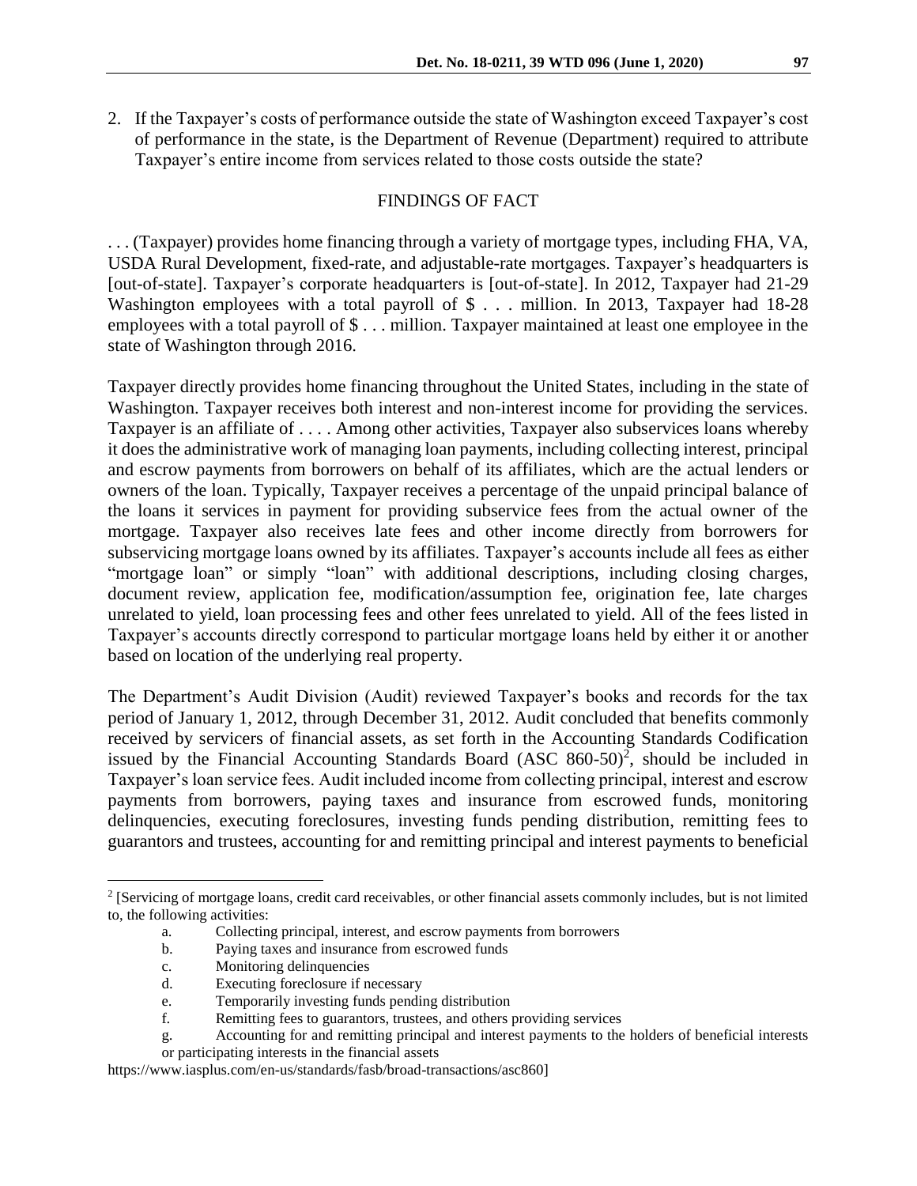2. If the Taxpayer's costs of performance outside the state of Washington exceed Taxpayer's cost of performance in the state, is the Department of Revenue (Department) required to attribute Taxpayer's entire income from services related to those costs outside the state?

## FINDINGS OF FACT

. . . (Taxpayer) provides home financing through a variety of mortgage types, including FHA, VA, USDA Rural Development, fixed-rate, and adjustable-rate mortgages. Taxpayer's headquarters is [out-of-state]. Taxpayer's corporate headquarters is [out-of-state]. In 2012, Taxpayer had 21-29 Washington employees with a total payroll of $ . . . million. In 2013, Taxpayer had 18-28 employees with a total payroll of $ . . . million. Taxpayer maintained at least one employee in the state of Washington through 2016.

Taxpayer directly provides home financing throughout the United States, including in the state of Washington. Taxpayer receives both interest and non-interest income for providing the services. Taxpayer is an affiliate of . . . . Among other activities, Taxpayer also subservices loans whereby it does the administrative work of managing loan payments, including collecting interest, principal and escrow payments from borrowers on behalf of its affiliates, which are the actual lenders or owners of the loan. Typically, Taxpayer receives a percentage of the unpaid principal balance of the loans it services in payment for providing subservice fees from the actual owner of the mortgage. Taxpayer also receives late fees and other income directly from borrowers for subservicing mortgage loans owned by its affiliates. Taxpayer's accounts include all fees as either "mortgage loan" or simply "loan" with additional descriptions, including closing charges, document review, application fee, modification/assumption fee, origination fee, late charges unrelated to yield, loan processing fees and other fees unrelated to yield. All of the fees listed in Taxpayer's accounts directly correspond to particular mortgage loans held by either it or another based on location of the underlying real property.

The Department's Audit Division (Audit) reviewed Taxpayer's books and records for the tax period of January 1, 2012, through December 31, 2012. Audit concluded that benefits commonly received by servicers of financial assets, as set forth in the Accounting Standards Codification issued by the Financial Accounting Standards Board (ASC 860-50)[2], should be included in Taxpayer's loan service fees. Audit included income from collecting principal, interest and escrow payments from borrowers, paying taxes and insurance from escrowed funds, monitoring delinquencies, executing foreclosures, investing funds pending distribution, remitting fees to guarantors and trustees, accounting for and remitting principal and interest payments to beneficial

---

[2] [Servicing of mortgage loans, credit card receivables, or other financial assets commonly includes, but is not limited to, the following activities:

a. Collecting principal, interest, and escrow payments from borrowers
b. Paying taxes and insurance from escrowed funds
c. Monitoring delinquencies
d. Executing foreclosure if necessary
e. Temporarily investing funds pending distribution
f. Remitting fees to guarantors, trustees, and others providing services
g. Accounting for and remitting principal and interest payments to the holders of beneficial interests or participating interests in the financial assets

https://www.iasplus.com/en-us/standards/fasb/broad-transactions/asc860]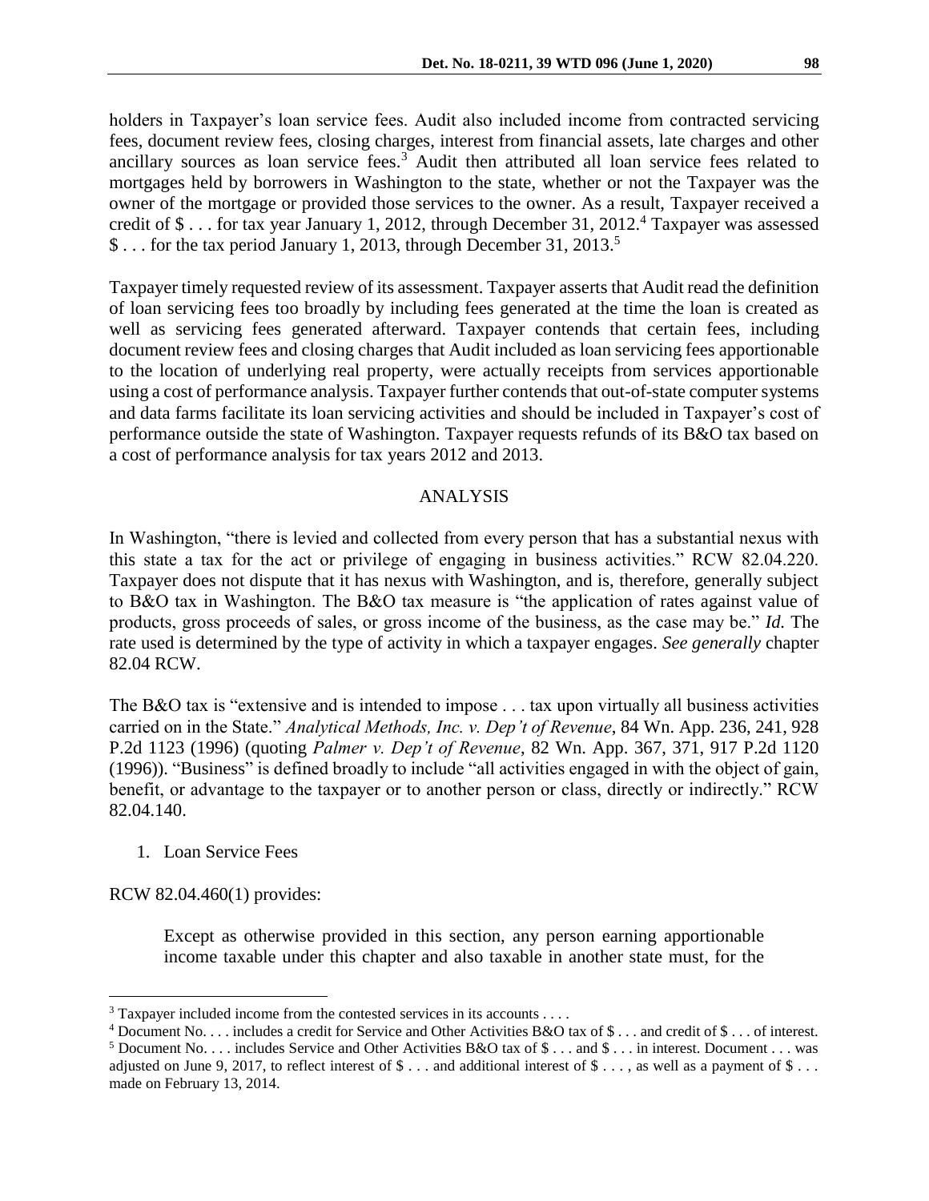holders in Taxpayer's loan service fees. Audit also included income from contracted servicing fees, document review fees, closing charges, interest from financial assets, late charges and other ancillary sources as loan service fees.[3] Audit then attributed all loan service fees related to mortgages held by borrowers in Washington to the state, whether or not the Taxpayer was the owner of the mortgage or provided those services to the owner. As a result, Taxpayer received a credit of $ . . . for tax year January 1, 2012, through December 31, 2012.[4] Taxpayer was assessed $ . . . for the tax period January 1, 2013, through December 31, 2013.[5]

Taxpayer timely requested review of its assessment. Taxpayer asserts that Audit read the definition of loan servicing fees too broadly by including fees generated at the time the loan is created as well as servicing fees generated afterward. Taxpayer contends that certain fees, including document review fees and closing charges that Audit included as loan servicing fees apportionable to the location of underlying real property, were actually receipts from services apportionable using a cost of performance analysis. Taxpayer further contends that out-of-state computer systems and data farms facilitate its loan servicing activities and should be included in Taxpayer's cost of performance outside the state of Washington. Taxpayer requests refunds of its B&O tax based on a cost of performance analysis for tax years 2012 and 2013.

## ANALYSIS

In Washington, "there is levied and collected from every person that has a substantial nexus with this state a tax for the act or privilege of engaging in business activities." RCW 82.04.220. Taxpayer does not dispute that it has nexus with Washington, and is, therefore, generally subject to B&O tax in Washington. The B&O tax measure is "the application of rates against value of products, gross proceeds of sales, or gross income of the business, as the case may be." *Id.* The rate used is determined by the type of activity in which a taxpayer engages. *See generally* chapter 82.04 RCW.

The B&O tax is "extensive and is intended to impose . . . tax upon virtually all business activities carried on in the State." *Analytical Methods, Inc. v. Dep't of Revenue*, 84 Wn. App. 236, 241, 928 P.2d 1123 (1996) (quoting *Palmer v. Dep't of Revenue*, 82 Wn. App. 367, 371, 917 P.2d 1120 (1996)). "Business" is defined broadly to include "all activities engaged in with the object of gain, benefit, or advantage to the taxpayer or to another person or class, directly or indirectly." RCW 82.04.140.

1. Loan Service Fees

RCW 82.04.460(1) provides:

> Except as otherwise provided in this section, any person earning apportionable income taxable under this chapter and also taxable in another state must, for the

---

[3] Taxpayer included income from the contested services in its accounts . . . .

[4] Document No. . . . includes a credit for Service and Other Activities B&O tax of $ . . . and credit of $ . . . of interest.

[5] Document No. . . . includes Service and Other Activities B&O tax of $ . . . and $ . . . in interest. Document . . . was adjusted on June 9, 2017, to reflect interest of $ . . . and additional interest of $ . . . , as well as a payment of $ . . . made on February 13, 2014.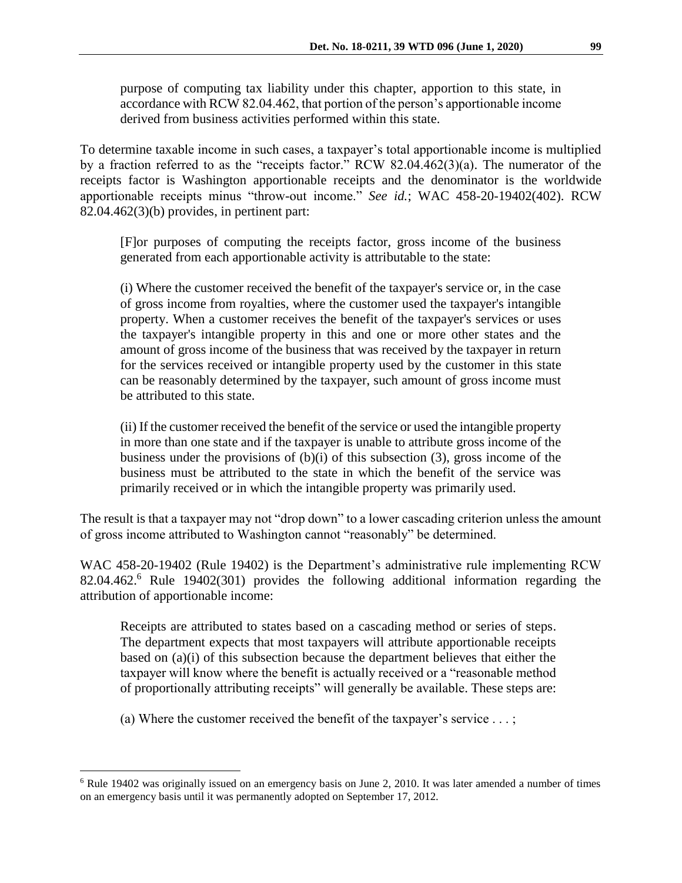> purpose of computing tax liability under this chapter, apportion to this state, in accordance with RCW 82.04.462, that portion of the person's apportionable income derived from business activities performed within this state.

To determine taxable income in such cases, a taxpayer's total apportionable income is multiplied by a fraction referred to as the "receipts factor." RCW 82.04.462(3)(a). The numerator of the receipts factor is Washington apportionable receipts and the denominator is the worldwide apportionable receipts minus "throw-out income." *See id.*; WAC 458-20-19402(402). RCW 82.04.462(3)(b) provides, in pertinent part:

> [F]or purposes of computing the receipts factor, gross income of the business generated from each apportionable activity is attributable to the state:
>
> (i) Where the customer received the benefit of the taxpayer's service or, in the case of gross income from royalties, where the customer used the taxpayer's intangible property. When a customer receives the benefit of the taxpayer's services or uses the taxpayer's intangible property in this and one or more other states and the amount of gross income of the business that was received by the taxpayer in return for the services received or intangible property used by the customer in this state can be reasonably determined by the taxpayer, such amount of gross income must be attributed to this state.
>
> (ii) If the customer received the benefit of the service or used the intangible property in more than one state and if the taxpayer is unable to attribute gross income of the business under the provisions of (b)(i) of this subsection (3), gross income of the business must be attributed to the state in which the benefit of the service was primarily received or in which the intangible property was primarily used.

The result is that a taxpayer may not "drop down" to a lower cascading criterion unless the amount of gross income attributed to Washington cannot "reasonably" be determined.

WAC 458-20-19402 (Rule 19402) is the Department's administrative rule implementing RCW 82.04.462.[6] Rule 19402(301) provides the following additional information regarding the attribution of apportionable income:

> Receipts are attributed to states based on a cascading method or series of steps. The department expects that most taxpayers will attribute apportionable receipts based on (a)(i) of this subsection because the department believes that either the taxpayer will know where the benefit is actually received or a "reasonable method of proportionally attributing receipts" will generally be available. These steps are:
>
> (a) Where the customer received the benefit of the taxpayer's service . . . ;

---

[6] Rule 19402 was originally issued on an emergency basis on June 2, 2010. It was later amended a number of times on an emergency basis until it was permanently adopted on September 17, 2012.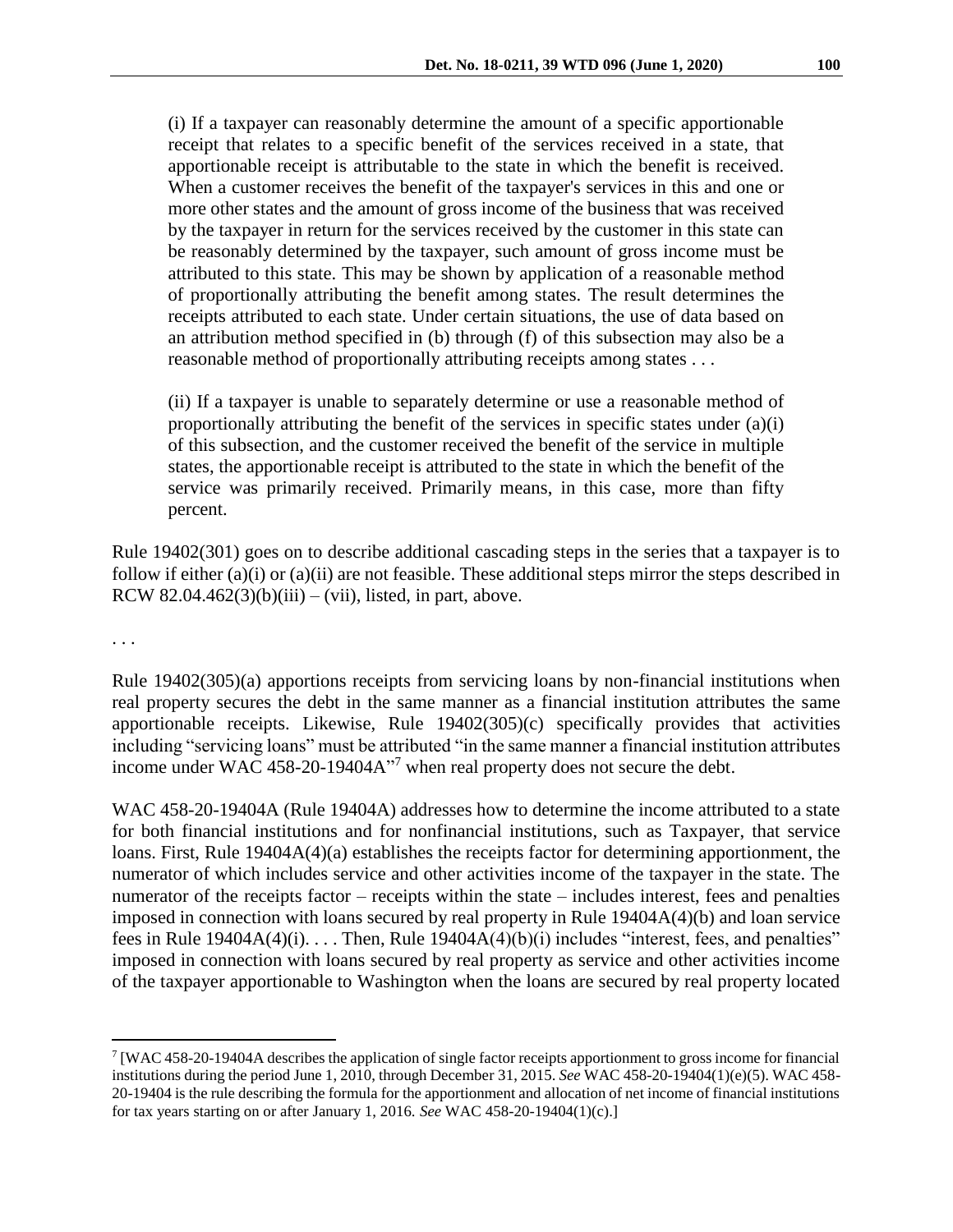(i) If a taxpayer can reasonably determine the amount of a specific apportionable receipt that relates to a specific benefit of the services received in a state, that apportionable receipt is attributable to the state in which the benefit is received. When a customer receives the benefit of the taxpayer's services in this and one or more other states and the amount of gross income of the business that was received by the taxpayer in return for the services received by the customer in this state can be reasonably determined by the taxpayer, such amount of gross income must be attributed to this state. This may be shown by application of a reasonable method of proportionally attributing the benefit among states. The result determines the receipts attributed to each state. Under certain situations, the use of data based on an attribution method specified in (b) through (f) of this subsection may also be a reasonable method of proportionally attributing receipts among states . . .

(ii) If a taxpayer is unable to separately determine or use a reasonable method of proportionally attributing the benefit of the services in specific states under (a)(i) of this subsection, and the customer received the benefit of the service in multiple states, the apportionable receipt is attributed to the state in which the benefit of the service was primarily received. Primarily means, in this case, more than fifty percent.

Rule 19402(301) goes on to describe additional cascading steps in the series that a taxpayer is to follow if either (a)(i) or (a)(ii) are not feasible. These additional steps mirror the steps described in RCW 82.04.462(3)(b)(iii) – (vii), listed, in part, above.

. . .

Rule 19402(305)(a) apportions receipts from servicing loans by non-financial institutions when real property secures the debt in the same manner as a financial institution attributes the same apportionable receipts. Likewise, Rule 19402(305)(c) specifically provides that activities including "servicing loans" must be attributed "in the same manner a financial institution attributes income under WAC 458-20-19404A"[7] when real property does not secure the debt.

WAC 458-20-19404A (Rule 19404A) addresses how to determine the income attributed to a state for both financial institutions and for nonfinancial institutions, such as Taxpayer, that service loans. First, Rule 19404A(4)(a) establishes the receipts factor for determining apportionment, the numerator of which includes service and other activities income of the taxpayer in the state. The numerator of the receipts factor – receipts within the state – includes interest, fees and penalties imposed in connection with loans secured by real property in Rule 19404A(4)(b) and loan service fees in Rule 19404A(4)(i). . . . Then, Rule 19404A(4)(b)(i) includes "interest, fees, and penalties" imposed in connection with loans secured by real property as service and other activities income of the taxpayer apportionable to Washington when the loans are secured by real property located

[7] [WAC 458-20-19404A describes the application of single factor receipts apportionment to gross income for financial institutions during the period June 1, 2010, through December 31, 2015. *See* WAC 458-20-19404(1)(e)(5). WAC 458-20-19404 is the rule describing the formula for the apportionment and allocation of net income of financial institutions for tax years starting on or after January 1, 2016. *See* WAC 458-20-19404(1)(c).]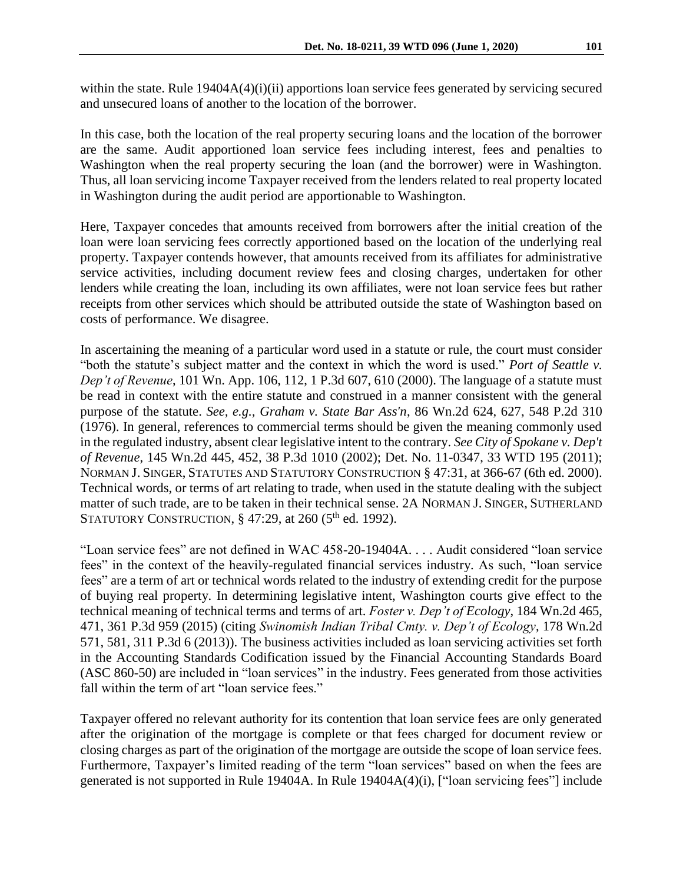within the state. Rule 19404A(4)(i)(ii) apportions loan service fees generated by servicing secured and unsecured loans of another to the location of the borrower.

In this case, both the location of the real property securing loans and the location of the borrower are the same. Audit apportioned loan service fees including interest, fees and penalties to Washington when the real property securing the loan (and the borrower) were in Washington. Thus, all loan servicing income Taxpayer received from the lenders related to real property located in Washington during the audit period are apportionable to Washington.

Here, Taxpayer concedes that amounts received from borrowers after the initial creation of the loan were loan servicing fees correctly apportioned based on the location of the underlying real property. Taxpayer contends however, that amounts received from its affiliates for administrative service activities, including document review fees and closing charges, undertaken for other lenders while creating the loan, including its own affiliates, were not loan service fees but rather receipts from other services which should be attributed outside the state of Washington based on costs of performance. We disagree.

In ascertaining the meaning of a particular word used in a statute or rule, the court must consider "both the statute's subject matter and the context in which the word is used." *Port of Seattle v. Dep't of Revenue*, 101 Wn. App. 106, 112, 1 P.3d 607, 610 (2000). The language of a statute must be read in context with the entire statute and construed in a manner consistent with the general purpose of the statute. *See, e.g., Graham v. State Bar Ass'n*, 86 Wn.2d 624, 627, 548 P.2d 310 (1976). In general, references to commercial terms should be given the meaning commonly used in the regulated industry, absent clear legislative intent to the contrary. *See City of Spokane v. Dep't of Revenue*, 145 Wn.2d 445, 452, 38 P.3d 1010 (2002); Det. No. 11-0347, 33 WTD 195 (2011); NORMAN J. SINGER, STATUTES AND STATUTORY CONSTRUCTION § 47:31, at 366-67 (6th ed. 2000). Technical words, or terms of art relating to trade, when used in the statute dealing with the subject matter of such trade, are to be taken in their technical sense. 2A NORMAN J. SINGER, SUTHERLAND STATUTORY CONSTRUCTION, § 47:29, at 260 (5th ed. 1992).

"Loan service fees" are not defined in WAC 458-20-19404A. . . . Audit considered "loan service fees" in the context of the heavily-regulated financial services industry. As such, "loan service fees" are a term of art or technical words related to the industry of extending credit for the purpose of buying real property. In determining legislative intent, Washington courts give effect to the technical meaning of technical terms and terms of art. *Foster v. Dep't of Ecology*, 184 Wn.2d 465, 471, 361 P.3d 959 (2015) (citing *Swinomish Indian Tribal Cmty. v. Dep't of Ecology*, 178 Wn.2d 571, 581, 311 P.3d 6 (2013)). The business activities included as loan servicing activities set forth in the Accounting Standards Codification issued by the Financial Accounting Standards Board (ASC 860-50) are included in "loan services" in the industry. Fees generated from those activities fall within the term of art "loan service fees."

Taxpayer offered no relevant authority for its contention that loan service fees are only generated after the origination of the mortgage is complete or that fees charged for document review or closing charges as part of the origination of the mortgage are outside the scope of loan service fees. Furthermore, Taxpayer's limited reading of the term "loan services" based on when the fees are generated is not supported in Rule 19404A. In Rule 19404A(4)(i), ["loan servicing fees"] include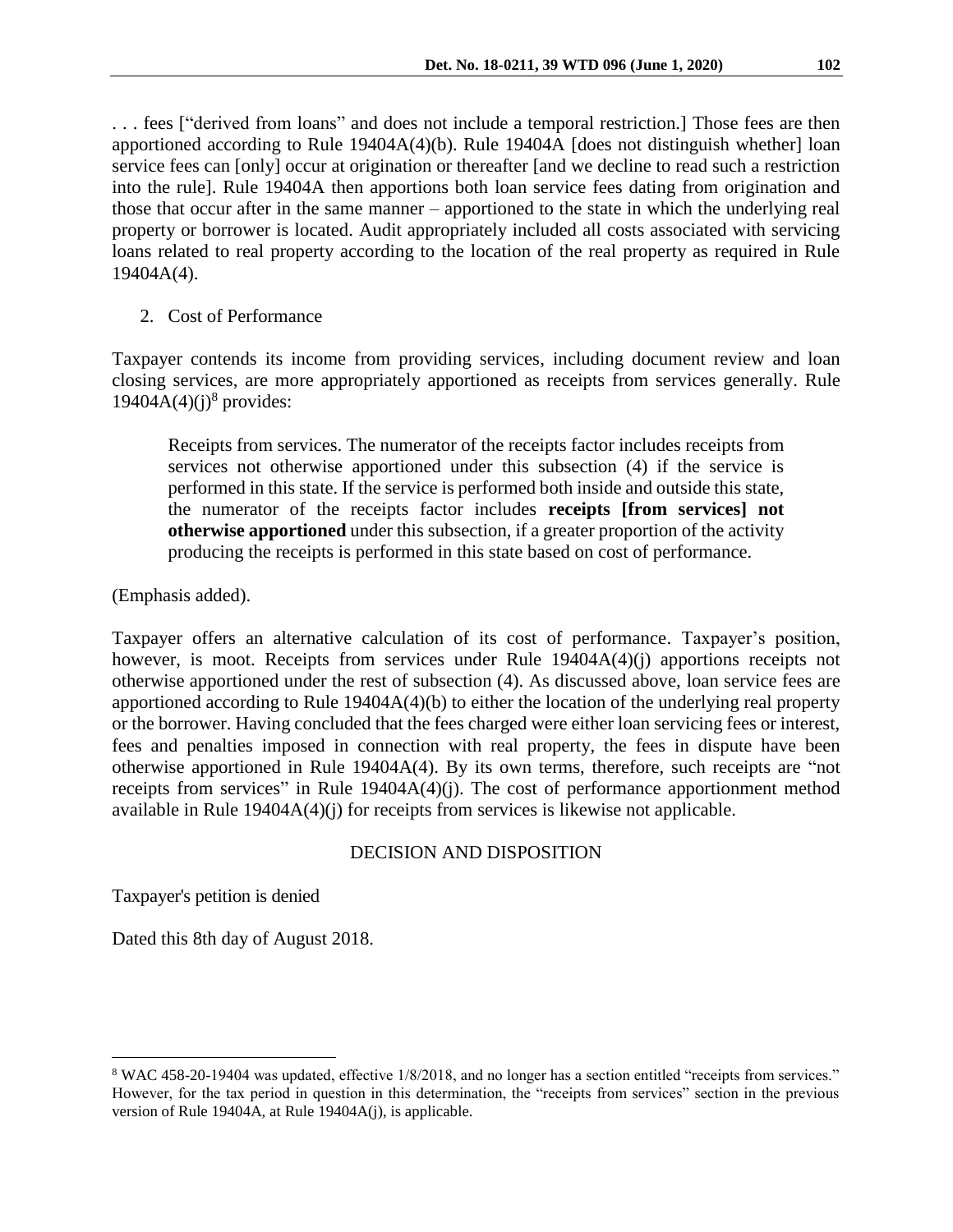. . . fees ["derived from loans" and does not include a temporal restriction.] Those fees are then apportioned according to Rule 19404A(4)(b). Rule 19404A [does not distinguish whether] loan service fees can [only] occur at origination or thereafter [and we decline to read such a restriction into the rule]. Rule 19404A then apportions both loan service fees dating from origination and those that occur after in the same manner – apportioned to the state in which the underlying real property or borrower is located. Audit appropriately included all costs associated with servicing loans related to real property according to the location of the real property as required in Rule 19404A(4).

2. Cost of Performance

Taxpayer contends its income from providing services, including document review and loan closing services, are more appropriately apportioned as receipts from services generally. Rule 19404A(4)(j)[8] provides:

> Receipts from services. The numerator of the receipts factor includes receipts from services not otherwise apportioned under this subsection (4) if the service is performed in this state. If the service is performed both inside and outside this state, the numerator of the receipts factor includes **receipts [from services] not otherwise apportioned** under this subsection, if a greater proportion of the activity producing the receipts is performed in this state based on cost of performance.

(Emphasis added).

Taxpayer offers an alternative calculation of its cost of performance. Taxpayer's position, however, is moot. Receipts from services under Rule 19404A(4)(j) apportions receipts not otherwise apportioned under the rest of subsection (4). As discussed above, loan service fees are apportioned according to Rule 19404A(4)(b) to either the location of the underlying real property or the borrower. Having concluded that the fees charged were either loan servicing fees or interest, fees and penalties imposed in connection with real property, the fees in dispute have been otherwise apportioned in Rule 19404A(4). By its own terms, therefore, such receipts are "not receipts from services" in Rule 19404A(4)(j). The cost of performance apportionment method available in Rule 19404A(4)(j) for receipts from services is likewise not applicable.

## DECISION AND DISPOSITION

Taxpayer's petition is denied

Dated this 8th day of August 2018.

---

[8] WAC 458-20-19404 was updated, effective 1/8/2018, and no longer has a section entitled "receipts from services." However, for the tax period in question in this determination, the "receipts from services" section in the previous version of Rule 19404A, at Rule 19404A(j), is applicable.